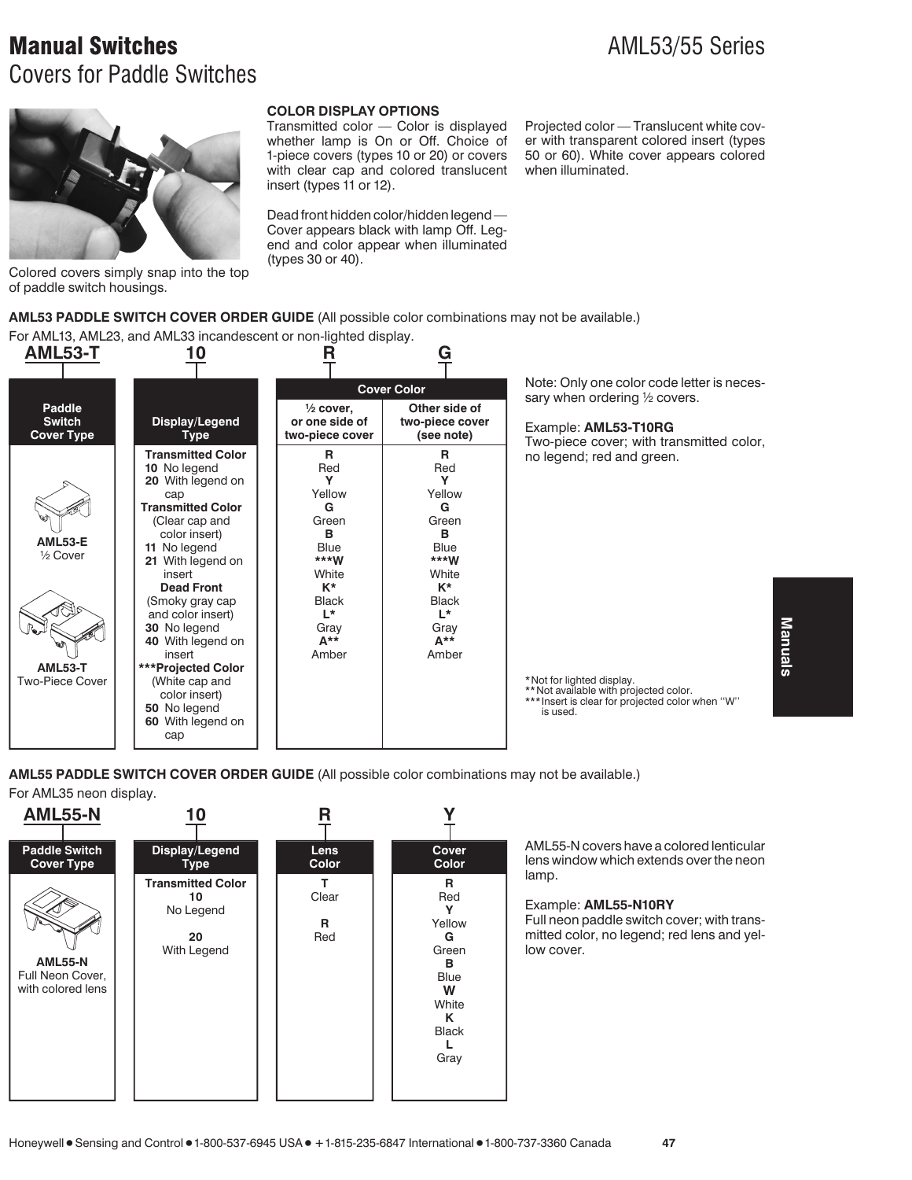# Manual Switches

## Covers for Paddle Switches

AML53/55 Series

Colored covers simply snap into the top of paddle switch housings.

**COLOR DISPLAY OPTIONS**

Transmitted color — Color is displayed whether lamp is On or Off. Choice of 1-piece covers (types 10 or 20) or covers with clear cap and colored translucent insert (types 11 or 12).

Dead front hidden color/hidden legend — Cover appears black with lamp Off. Legend and color appear when illuminated (types 30 or 40).

Projected color — Translucent white cover with transparent colored insert (types 50 or 60). White cover appears colored when illuminated.

**AML53 PADDLE SWITCH COVER ORDER GUIDE** (All possible color combinations may not be available.)

For AML13, AML23, and AML33 incandescent or non-lighted display.

**AML53-T 10 R G**

| Paddle Switch Cover Type | Display/Legend Type | Cover Color | |
|---|---|---|---|
| | | ½ cover, or one side of two-piece cover | Other side of two-piece cover (see note) |
| AML53-E ½ Cover<br>AML53-T Two-Piece Cover | **Transmitted Color**<br>**10** No legend<br>**20** With legend on cap<br>**Transmitted Color** (Clear cap and color insert)<br>**11** No legend<br>**21** With legend on insert<br>**Dead Front** (Smoky gray cap and color insert)<br>**30** No legend<br>**40** With legend on insert<br>**\*\*\*Projected Color** (White cap and color insert)<br>**50** No legend<br>**60** With legend on cap | **R** Red<br>**Y** Yellow<br>**G** Green<br>**B** Blue<br>**\*\*\*W** White<br>**K\*** Black<br>**L\*** Gray<br>**A\*\*** Amber | **R** Red<br>**Y** Yellow<br>**G** Green<br>**B** Blue<br>**\*\*\*W** White<br>**K\*** Black<br>**L\*** Gray<br>**A\*\*** Amber |

Note: Only one color code letter is necessary when ordering ½ covers.

Example: **AML53-T10RG**
Two-piece cover; with transmitted color, no legend; red and green.

\* Not for lighted display.
\*\* Not available with projected color.
\*\*\* Insert is clear for projected color when "W" is used.

**AML55 PADDLE SWITCH COVER ORDER GUIDE** (All possible color combinations may not be available.)

For AML35 neon display.

**AML55-N 10 R Y**

| Paddle Switch Cover Type | Display/Legend Type | Lens Color | Cover Color |
|---|---|---|---|
| AML55-N Full Neon Cover, with colored lens | **Transmitted Color**<br>**10** No Legend<br>**20** With Legend | **T** Clear<br>**R** Red | **R** Red<br>**Y** Yellow<br>**G** Green<br>**B** Blue<br>**W** White<br>**K** Black<br>**L** Gray |

AML55-N covers have a colored lenticular lens window which extends over the neon lamp.

Example: **AML55-N10RY**
Full neon paddle switch cover; with transmitted color, no legend; red lens and yellow cover.

Honeywell • Sensing and Control • 1-800-537-6945 USA • +1-815-235-6847 International • 1-800-737-3360 Canada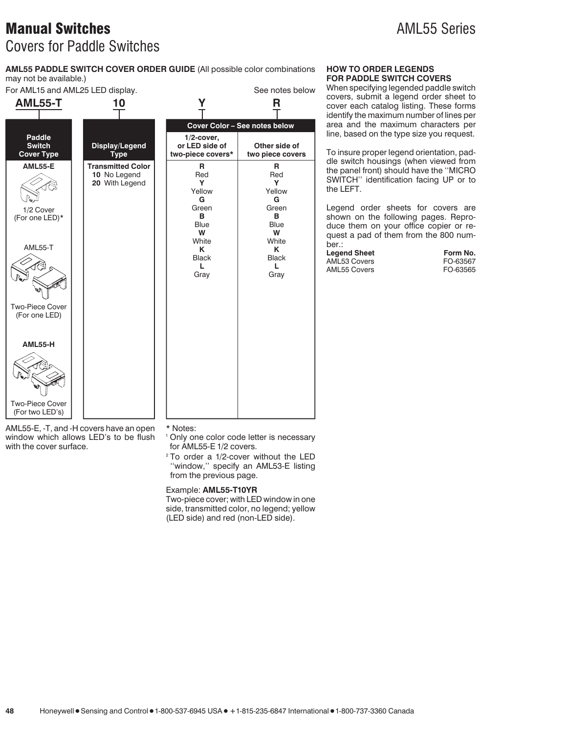# Manual Switches

AML55 Series

## Covers for Paddle Switches

**AML55 PADDLE SWITCH COVER ORDER GUIDE** (All possible color combinations may not be available.)

For AML15 and AML25 LED display. See notes below

**AML55-T 10 Y R**

| Paddle Switch Cover Type | Display/Legend Type | Cover Color – See notes below | |
|---|---|---|---|
| | | 1/2-cover, or LED side of two-piece covers* | Other side of two piece covers |
| **AML55-E** 1/2 Cover (For one LED)* | **Transmitted Color** **10** No Legend **20** With Legend | **R** Red | **R** Red |
| AML55-T Two-Piece Cover (For one LED) | | **Y** Yellow | **Y** Yellow |
| **AML55-H** Two-Piece Cover (For two LED's) | | **G** Green | **G** Green |
| | | **B** Blue | **B** Blue |
| | | **W** White | **W** White |
| | | **K** Black | **K** Black |
| | | **L** Gray | **L** Gray |

AML55-E, -T, and -H covers have an open window which allows LED's to be flush with the cover surface.

\* Notes:

[1] Only one color code letter is necessary for AML55-E 1/2 covers.

[2] To order a 1/2-cover without the LED ''window,'' specify an AML53-E listing from the previous page.

Example: **AML55-T10YR**
Two-piece cover; with LED window in one side, transmitted color, no legend; yellow (LED side) and red (non-LED side).

### HOW TO ORDER LEGENDS FOR PADDLE SWITCH COVERS

When specifying legended paddle switch covers, submit a legend order sheet to cover each catalog listing. These forms identify the maximum number of lines per area and the maximum characters per line, based on the type size you request.

To insure proper legend orientation, paddle switch housings (when viewed from the panel front) should have the ''MICRO SWITCH'' identification facing UP or to the LEFT.

Legend order sheets for covers are shown on the following pages. Reproduce them on your office copier or request a pad of them from the 800 number.:

| Legend Sheet | Form No. |
|---|---|
| AML53 Covers | FO-63567 |
| AML55 Covers | FO-63565 |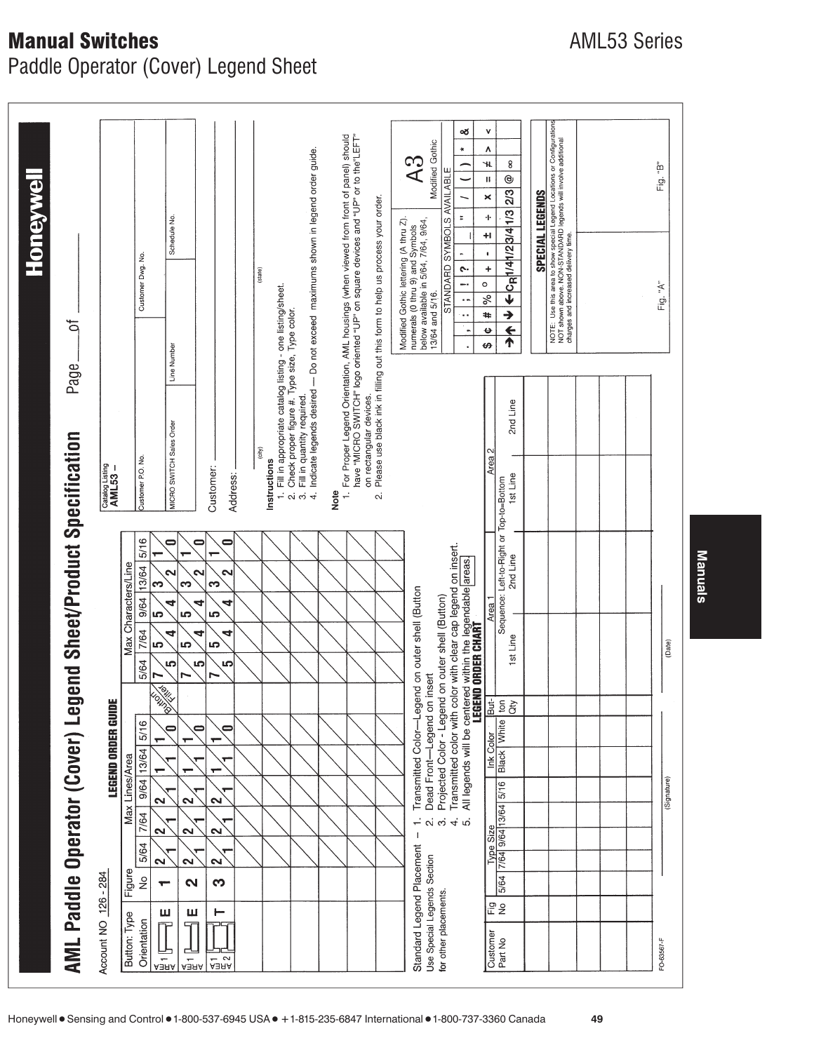# Manual Switches

AML53 Series

Paddle Operator (Cover) Legend Sheet

## AML Paddle Operator (Cover) Legend Sheet/Product Specification

Page ____ of ____

**Honeywell**

Account NO 126 - 284

### LEGEND ORDER GUIDE

| Button: Type Orientation | Figure No | Max Lines/Area 5/64 | 7/64 | 9/64 | 13/64 | 5/16 | Button Filler | Max Characters/Line 5/64 | 7/64 | 9/64 | 13/64 | 5/16 |
|---|---|---|---|---|---|---|---|---|---|---|---|---|
| E (Area 1) | 1 | 2 | 2 | 2 | 1 | 1 | 7 / 5 | 5 | 5 | 3 | 1 | |
| | | 1 | 1 | 1 | 1 | 0 | | 4 | 4 | 2 | 0 | |
| E (Area 1) | 2 | 2 | 2 | 2 | 1 | 1 | 7 / 5 | 5 | 5 | 3 | 1 | |
| | | 1 | 1 | 1 | 1 | 0 | | 4 | 4 | 2 | 0 | |
| T (Area 1, Area 2) | 3 | 2 | 2 | 2 | 1 | 1 | 7 / 5 | 5 | 5 | 3 | 1 | |
| | | 1 | 1 | 1 | 1 | 0 | | 4 | 4 | 2 | 0 | |

Catalog Listing AML53 –

| Customer P.O. No. | Customer Dwg. No. |
|---|---|
| | |

| MICRO SWITCH Sales Order | Line Number | Schedule No. |
|---|---|---|
| | | |

Customer: ____________

Address: ____________

(city) (state)

**Instructions**

1. Fill in appropriate catalog listing - one listing/sheet.
2. Check proper figure #. Type size, Type color.
3. Fill in quantity required.
4. Indicate legends desired — Do not exceed maximums shown in legend order guide.

**Note**

1. For Proper Legend Orientation, AML housings (when viewed from front of panel) should have "MICRO SWITCH" logo oriented "UP" on square devices and "UP" or to the "LEFT" on rectangular devices.
2. Please use black ink in filling out this form to help us process your order.

Standard Legend Placement –
1. Transmitted Color—Legend on outer shell (Button
2. Dead Front—Legend on insert
3. Projected Color - Legend on outer shell (Button)
4. Transmitted color with color with clear cap legend on insert.
5. All legends will be centered within the legendable areas

Use Special Legends Section for other placements.

Modified Gothic lettering (A thru Z), numerals (0 thru 9) and Symbols below available in 5/64, 7/64, 9/64, 13/64 and 5/16.

A3 Modified Gothic

STANDARD SYMBOLS AVAILABLE

. , : ; ! ? ' " _ " / ( ) * &

$ ¢ # % ° + - ± ÷ × = ≠ > <

→ ↑ ↓ ← ℄ 1/4 1/2 3/4 1/3 2/3 @ ∞

### LEGEND ORDER CHART

| Customer Part No | Fig No | Type Size 5/64 | 7/64 | 9/64 | 13/64 | 5/16 | Ink Color Black | White | Button Qty | Area 1 1st Line | Area 1 2nd Line | Area 2 1st Line | Area 2 2nd Line |
|---|---|---|---|---|---|---|---|---|---|---|---|---|---|
| | | | | | | | | | | | | | |
| | | | | | | | | | | | | | |
| | | | | | | | | | | | | | |
| | | | | | | | | | | | | | |
| | | | | | | | | | | | | | |
| | | | | | | | | | | | | | |

Sequence: Left-to-Right or Top-to-Bottom

### SPECIAL LEGENDS

NOTE: Use this area to show special Legend Locations or Configurations NOT shown above. NON-STANDARD legends will involve additional charges and increased delivery time.

Fig. "A" Fig. "B"

(Signature) (Date)

FO-63567-F

Manuals

Honeywell • Sensing and Control • 1-800-537-6945 USA • +1-815-235-6847 International • 1-800-737-3360 Canada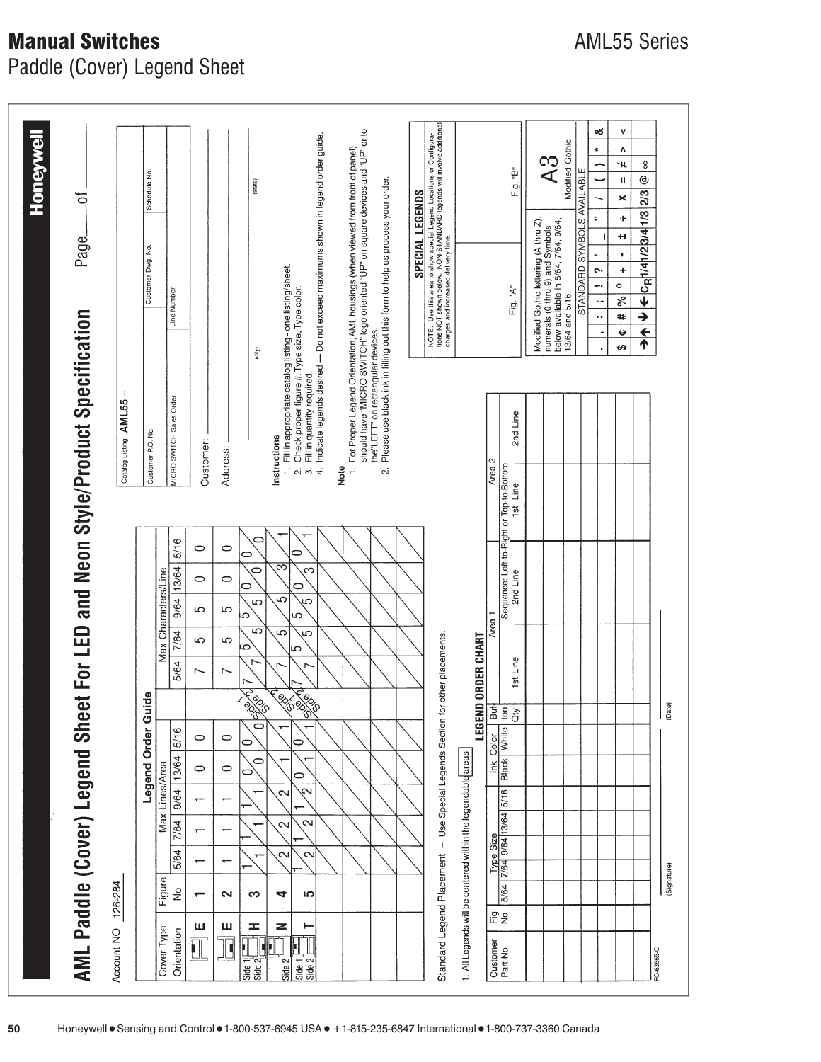# Manual Switches

AML55 Series

Paddle (Cover) Legend Sheet

Honeywell

## AML Paddle (Cover) Legend Sheet For LED and Neon Style/Product Specification

Page ____ of ____

Account NO 126-284

### Legend Order Guide

| Cover Type Orientation | Figure No | Max Lines/Area 5/64 | 7/64 | 9/64 | 13/64 | 5/16 | | Max Characters/Line 5/64 | 7/64 | 9/64 | 13/64 | 5/16 |
|---|---|---|---|---|---|---|---|---|---|---|---|---|
| E | 1 | 1 | 1 | 1 | 0 | 0 | | 7 | 5 | 5 | 0 | 0 |
| E | 2 | 1 | 1 | 1 | 0 | 0 | | 7 | 5 | 5 | 0 | 0 |
| H (Side 1 / Side 2) | 3 | 1 / 1 | 1 / 1 | 1 / 1 | 0 / 0 | 0 / 0 | Side 1 / Side 2 | 7 / 7 | 5 / 5 | 5 / 5 | 0 / 0 | 0 / 0 |
| N (Side 2) | 4 | 2 | 2 | 2 | 1 | 1 | Side 2 | 7 | 5 | 5 | 3 | 1 |
| T (Side 1 / Side 2) | 5 | 1 / 2 | 1 / 2 | 1 / 2 | 0 / 1 | 0 / 1 | Side 1 / Side 2 | 7 / 7 | 5 / 5 | 5 / 5 | 0 / 3 | 0 / 1 |

Catalog Listing **AML55 –**

| Customer P.O. No. | Customer Dwg. No. | Schedule No. |
|---|---|---|
| MICRO SWITCH Sales Order | Line Number | |

Customer: ____________________

Address: ____________________

(city) ____________ (state) ____________

**Instructions**

1. Fill in appropriate catalog listing - one listing/sheet.
2. Check proper figure #. Type size, Type color.
3. Fill in quantity required.
4. Indicate legends desired — Do not exceed maximums shown in legend order guide.

**Note**

1. For Proper Legend Orientation, AML housings (when viewed from front of panel) should have "MICRO SWITCH" logo oriented "UP" on square devices and "UP" or to the "LEFT" on rectangular devices.
2. Please use black ink in filling out this form to help us process your order.

Standard Legend Placement – Use Special Legends Section for other placements.

1. All Legends will be centered within the legendable areas

### LEGEND ORDER CHART

| Customer Part No | Fig No | Type Size 5/64 | 7/64 | 9/64 | 13/64 | 5/16 | Ink Color Black | White | Button Qty | Area 1 1st Line | Area 1 2nd Line | Area 2 1st Line | Area 2 2nd Line |
|---|---|---|---|---|---|---|---|---|---|---|---|---|---|
| | | | | | | | | | | | | | |
| | | | | | | | | | | | | | |
| | | | | | | | | | | | | | |
| | | | | | | | | | | | | | |
| | | | | | | | | | | | | | |
| | | | | | | | | | | | | | |
| | | | | | | | | | | | | | |

Sequence: Left-to-Right or Top-to-Bottom

(Signature) ____________________ (Date) ____________________

FO-63565-C

### SPECIAL LEGENDS

NOTE: Use this area to show special Legend Locations or Configurations NOT shown below. NON-STANDARD legends will involve additional charges and increased delivery time.

Fig. "A" Fig. "B"

Modified Gothic lettering (A thru Z), numerals (0 thru 9) and Symbols below available in 5/64, 7/64, 9/64, 13/64 and 5/16.

A3 Modified Gothic

STANDARD SYMBOLS AVAILABLE

| | | | | | | | | | | | | |
|---|---|---|---|---|---|---|---|---|---|---|---|---|
| . | , | : | ; | ! | ? | ' | _ | " | / | ( | ) | * | & |
| $ | ¢ | # | % | ° | + | - | ± | ÷ | × | = | ≠ | > | < |
| → | ↑ | ↓ | ← | C_R | 1/4 | 1/2 | 3/4 | 1/3 | 2/3 | @ | ∞ | | |

Honeywell • Sensing and Control • 1-800-537-6945 USA • +1-815-235-6847 International • 1-800-737-3360 Canada